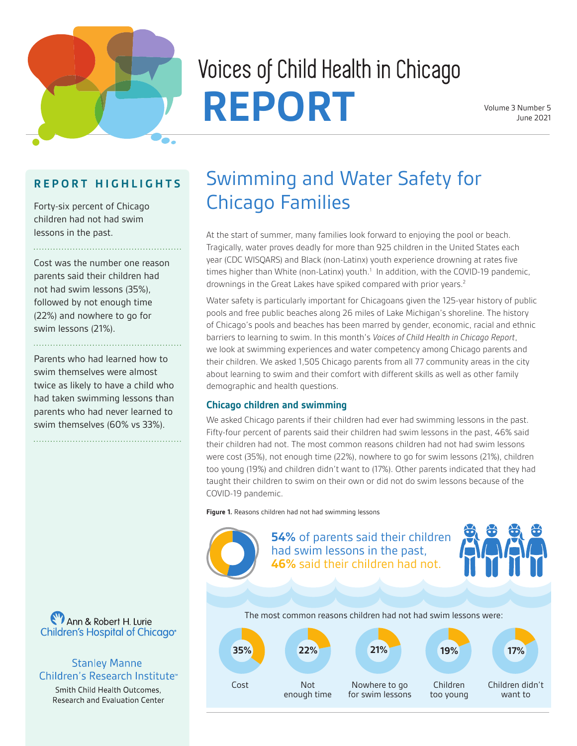# Voices of Child Health in Chicago REPORT

Volume 3 Number 5
June 2021

## REPORT HIGHLIGHTS

Forty-six percent of Chicago children had not had swim lessons in the past.

Cost was the number one reason parents said their children had not had swim lessons (35%), followed by not enough time (22%) and nowhere to go for swim lessons (21%).

Parents who had learned how to swim themselves were almost twice as likely to have a child who had taken swimming lessons than parents who had never learned to swim themselves (60% vs 33%).

# Swimming and Water Safety for Chicago Families

At the start of summer, many families look forward to enjoying the pool or beach. Tragically, water proves deadly for more than 925 children in the United States each year (CDC WISQARS) and Black (non-Latinx) youth experience drowning at rates five times higher than White (non-Latinx) youth.[1] In addition, with the COVID-19 pandemic, drownings in the Great Lakes have spiked compared with prior years.[2]

Water safety is particularly important for Chicagoans given the 125-year history of public pools and free public beaches along 26 miles of Lake Michigan's shoreline. The history of Chicago's pools and beaches has been marred by gender, economic, racial and ethnic barriers to learning to swim. In this month's *Voices of Child Health in Chicago Report*, we look at swimming experiences and water competency among Chicago parents and their children. We asked 1,505 Chicago parents from all 77 community areas in the city about learning to swim and their comfort with different skills as well as other family demographic and health questions.

### Chicago children and swimming

We asked Chicago parents if their children had ever had swimming lessons in the past. Fifty-four percent of parents said their children had swim lessons in the past, 46% said their children had not. The most common reasons children had not had swim lessons were cost (35%), not enough time (22%), nowhere to go for swim lessons (21%), children too young (19%) and children didn't want to (17%). Other parents indicated that they had taught their children to swim on their own or did not do swim lessons because of the COVID-19 pandemic.

**Figure 1.** Reasons children had not had swimming lessons

**54%** of parents said their children had swim lessons in the past, **46%** said their children had not.

The most common reasons children had not had swim lessons were:

| Reason | Percent |
|---|---|
| Cost | 35% |
| Not enough time | 22% |
| Nowhere to go for swim lessons | 21% |
| Children too young | 19% |
| Children didn't want to | 17% |

Ann & Robert H. Lurie Children's Hospital of Chicago

Stanley Manne Children's Research Institute
Smith Child Health Outcomes, Research and Evaluation Center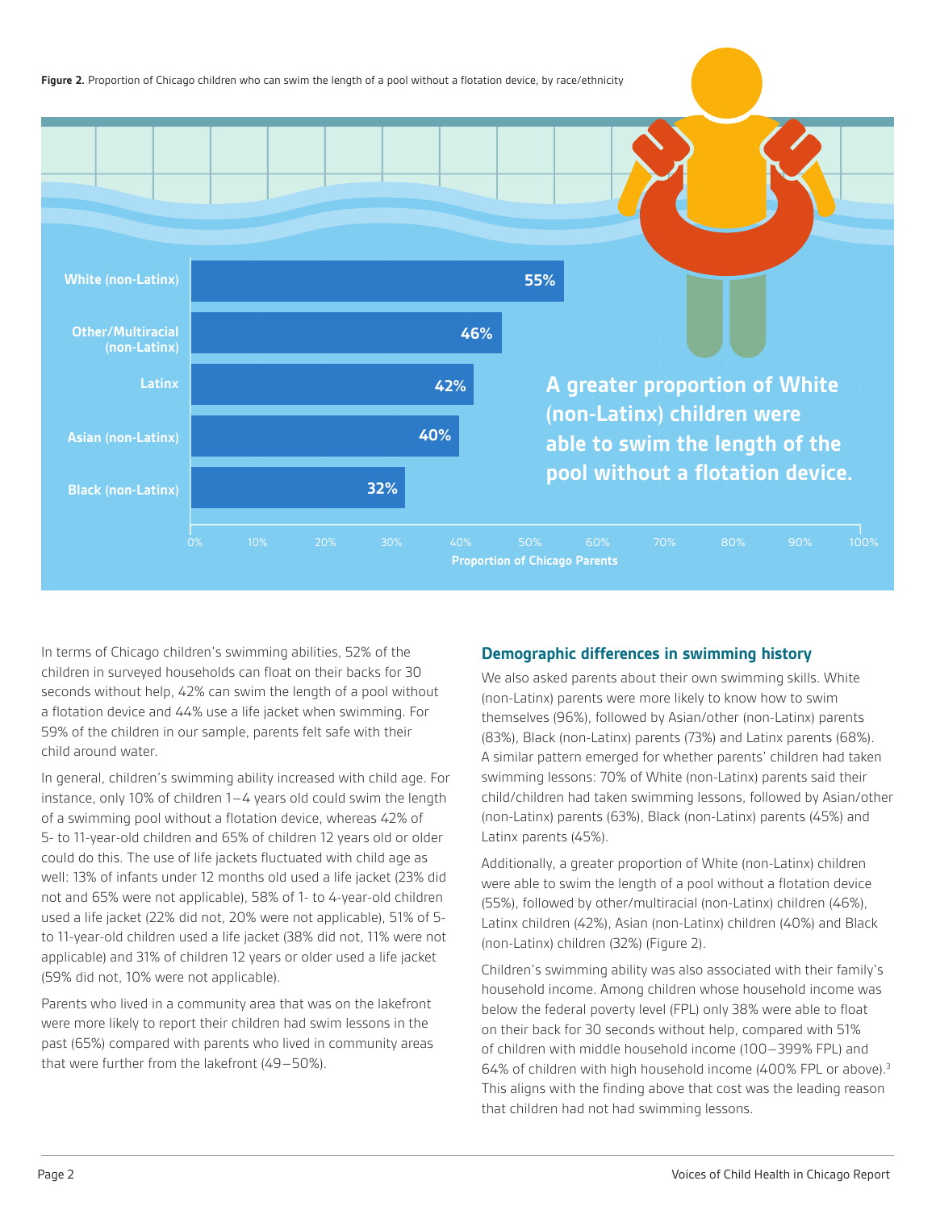**Figure 2.** Proportion of Chicago children who can swim the length of a pool without a flotation device, by race/ethnicity

| Race/ethnicity | Proportion of Chicago Parents |
|---|---|
| White (non-Latinx) | 55% |
| Other/Multiracial (non-Latinx) | 46% |
| Latinx | 42% |
| Asian (non-Latinx) | 40% |
| Black (non-Latinx) | 32% |

A greater proportion of White (non-Latinx) children were able to swim the length of the pool without a flotation device.

In terms of Chicago children's swimming abilities, 52% of the children in surveyed households can float on their backs for 30 seconds without help, 42% can swim the length of a pool without a flotation device and 44% use a life jacket when swimming. For 59% of the children in our sample, parents felt safe with their child around water.

In general, children's swimming ability increased with child age. For instance, only 10% of children 1–4 years old could swim the length of a swimming pool without a flotation device, whereas 42% of 5- to 11-year-old children and 65% of children 12 years old or older could do this. The use of life jackets fluctuated with child age as well: 13% of infants under 12 months old used a life jacket (23% did not and 65% were not applicable), 58% of 1- to 4-year-old children used a life jacket (22% did not, 20% were not applicable), 51% of 5- to 11-year-old children used a life jacket (38% did not, 11% were not applicable) and 31% of children 12 years or older used a life jacket (59% did not, 10% were not applicable).

Parents who lived in a community area that was on the lakefront were more likely to report their children had swim lessons in the past (65%) compared with parents who lived in community areas that were further from the lakefront (49–50%).

## Demographic differences in swimming history

We also asked parents about their own swimming skills. White (non-Latinx) parents were more likely to know how to swim themselves (96%), followed by Asian/other (non-Latinx) parents (83%), Black (non-Latinx) parents (73%) and Latinx parents (68%). A similar pattern emerged for whether parents' children had taken swimming lessons: 70% of White (non-Latinx) parents said their child/children had taken swimming lessons, followed by Asian/other (non-Latinx) parents (63%), Black (non-Latinx) parents (45%) and Latinx parents (45%).

Additionally, a greater proportion of White (non-Latinx) children were able to swim the length of a pool without a flotation device (55%), followed by other/multiracial (non-Latinx) children (46%), Latinx children (42%), Asian (non-Latinx) children (40%) and Black (non-Latinx) children (32%) (Figure 2).

Children's swimming ability was also associated with their family's household income. Among children whose household income was below the federal poverty level (FPL) only 38% were able to float on their back for 30 seconds without help, compared with 51% of children with middle household income (100–399% FPL) and 64% of children with high household income (400% FPL or above).[3] This aligns with the finding above that cost was the leading reason that children had not had swimming lessons.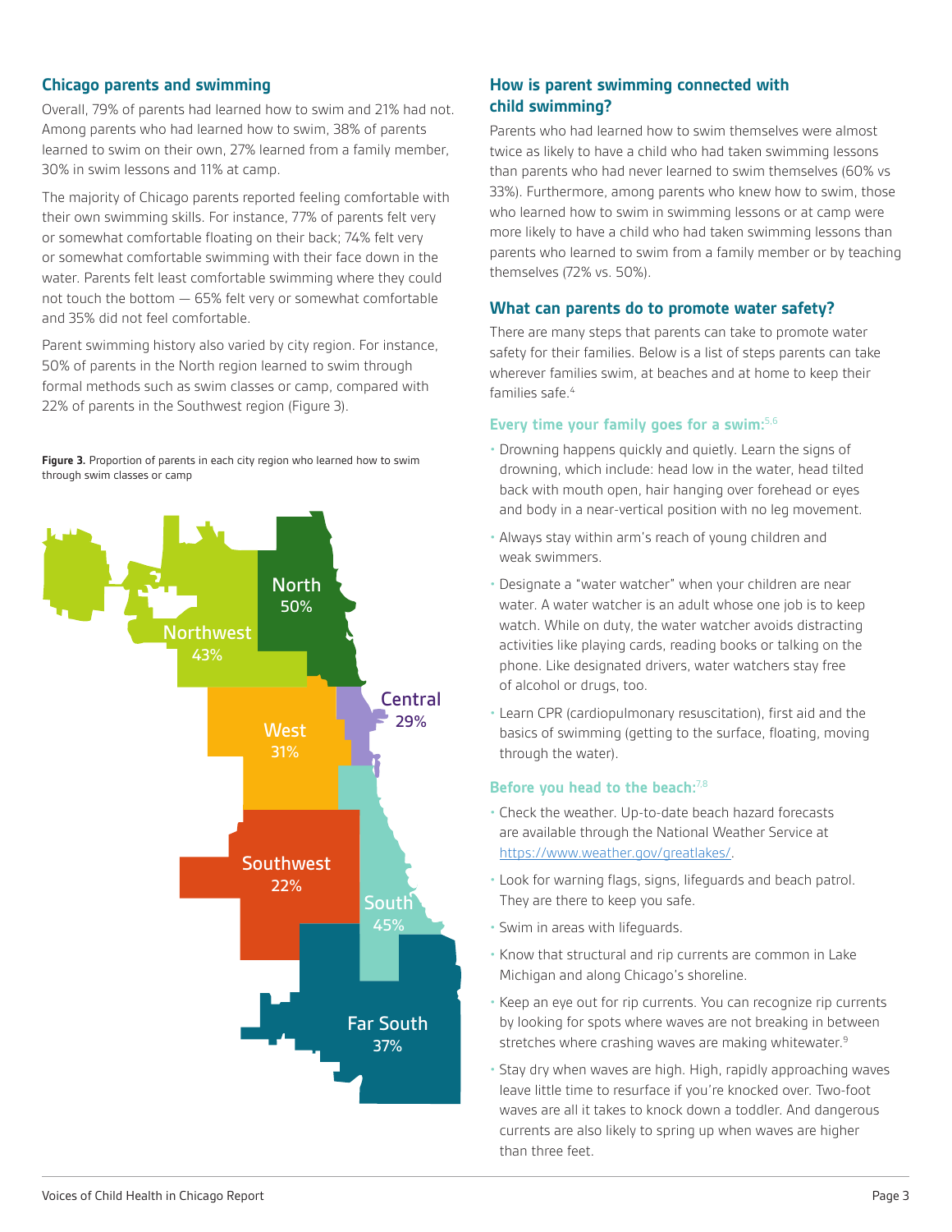## Chicago parents and swimming

Overall, 79% of parents had learned how to swim and 21% had not. Among parents who had learned how to swim, 38% of parents learned to swim on their own, 27% learned from a family member, 30% in swim lessons and 11% at camp.

The majority of Chicago parents reported feeling comfortable with their own swimming skills. For instance, 77% of parents felt very or somewhat comfortable floating on their back; 74% felt very or somewhat comfortable swimming with their face down in the water. Parents felt least comfortable swimming where they could not touch the bottom — 65% felt very or somewhat comfortable and 35% did not feel comfortable.

Parent swimming history also varied by city region. For instance, 50% of parents in the North region learned to swim through formal methods such as swim classes or camp, compared with 22% of parents in the Southwest region (Figure 3).

**Figure 3.** Proportion of parents in each city region who learned how to swim through swim classes or camp

North 50%
Northwest 43%
Central 29%
West 31%
Southwest 22%
South 45%
Far South 37%

## How is parent swimming connected with child swimming?

Parents who had learned how to swim themselves were almost twice as likely to have a child who had taken swimming lessons than parents who had never learned to swim themselves (60% vs 33%). Furthermore, among parents who knew how to swim, those who learned how to swim in swimming lessons or at camp were more likely to have a child who had taken swimming lessons than parents who learned to swim from a family member or by teaching themselves (72% vs. 50%).

## What can parents do to promote water safety?

There are many steps that parents can take to promote water safety for their families. Below is a list of steps parents can take wherever families swim, at beaches and at home to keep their families safe.[4]

### Every time your family goes for a swim:[5,6]

- Drowning happens quickly and quietly. Learn the signs of drowning, which include: head low in the water, head tilted back with mouth open, hair hanging over forehead or eyes and body in a near-vertical position with no leg movement.
- Always stay within arm's reach of young children and weak swimmers.
- Designate a "water watcher" when your children are near water. A water watcher is an adult whose one job is to keep watch. While on duty, the water watcher avoids distracting activities like playing cards, reading books or talking on the phone. Like designated drivers, water watchers stay free of alcohol or drugs, too.
- Learn CPR (cardiopulmonary resuscitation), first aid and the basics of swimming (getting to the surface, floating, moving through the water).

### Before you head to the beach:[7,8]

- Check the weather. Up-to-date beach hazard forecasts are available through the National Weather Service at https://www.weather.gov/greatlakes/.
- Look for warning flags, signs, lifeguards and beach patrol. They are there to keep you safe.
- Swim in areas with lifeguards.
- Know that structural and rip currents are common in Lake Michigan and along Chicago's shoreline.
- Keep an eye out for rip currents. You can recognize rip currents by looking for spots where waves are not breaking in between stretches where crashing waves are making whitewater.[9]
- Stay dry when waves are high. High, rapidly approaching waves leave little time to resurface if you're knocked over. Two-foot waves are all it takes to knock down a toddler. And dangerous currents are also likely to spring up when waves are higher than three feet.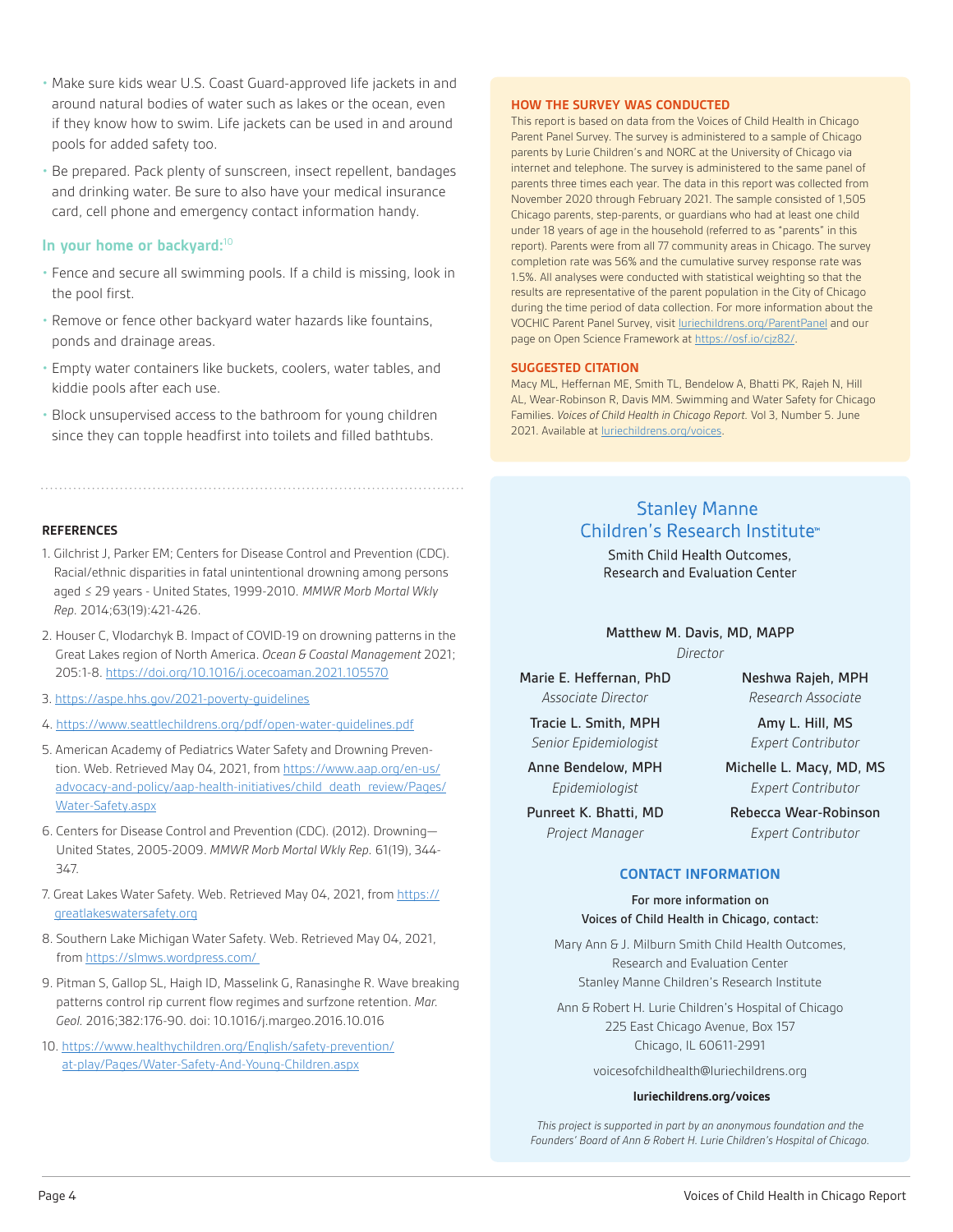- Make sure kids wear U.S. Coast Guard-approved life jackets in and around natural bodies of water such as lakes or the ocean, even if they know how to swim. Life jackets can be used in and around pools for added safety too.
- Be prepared. Pack plenty of sunscreen, insect repellent, bandages and drinking water. Be sure to also have your medical insurance card, cell phone and emergency contact information handy.

### In your home or backyard:[10]

- Fence and secure all swimming pools. If a child is missing, look in the pool first.
- Remove or fence other backyard water hazards like fountains, ponds and drainage areas.
- Empty water containers like buckets, coolers, water tables, and kiddie pools after each use.
- Block unsupervised access to the bathroom for young children since they can topple headfirst into toilets and filled bathtubs.

## REFERENCES

1. Gilchrist J, Parker EM; Centers for Disease Control and Prevention (CDC). Racial/ethnic disparities in fatal unintentional drowning among persons aged ≤ 29 years - United States, 1999-2010. *MMWR Morb Mortal Wkly Rep.* 2014;63(19):421-426.
2. Houser C, Vlodarchyk B. Impact of COVID-19 on drowning patterns in the Great Lakes region of North America. *Ocean & Coastal Management* 2021; 205:1-8. https://doi.org/10.1016/j.ocecoaman.2021.105570
3. https://aspe.hhs.gov/2021-poverty-guidelines
4. https://www.seattlechildrens.org/pdf/open-water-guidelines.pdf
5. American Academy of Pediatrics Water Safety and Drowning Prevention. Web. Retrieved May 04, 2021, from https://www.aap.org/en-us/advocacy-and-policy/aap-health-initiatives/child_death_review/Pages/Water-Safety.aspx
6. Centers for Disease Control and Prevention (CDC). (2012). Drowning—United States, 2005-2009. *MMWR Morb Mortal Wkly Rep.* 61(19), 344-347.
7. Great Lakes Water Safety. Web. Retrieved May 04, 2021, from https://greatlakeswatersafety.org
8. Southern Lake Michigan Water Safety. Web. Retrieved May 04, 2021, from https://slmws.wordpress.com/
9. Pitman S, Gallop SL, Haigh ID, Masselink G, Ranasinghe R. Wave breaking patterns control rip current flow regimes and surfzone retention. *Mar. Geol.* 2016;382:176-90. doi: 10.1016/j.margeo.2016.10.016
10. https://www.healthychildren.org/English/safety-prevention/at-play/Pages/Water-Safety-And-Young-Children.aspx

## HOW THE SURVEY WAS CONDUCTED

This report is based on data from the Voices of Child Health in Chicago Parent Panel Survey. The survey is administered to a sample of Chicago parents by Lurie Children's and NORC at the University of Chicago via internet and telephone. The survey is administered to the same panel of parents three times each year. The data in this report was collected from November 2020 through February 2021. The sample consisted of 1,505 Chicago parents, step-parents, or guardians who had at least one child under 18 years of age in the household (referred to as "parents" in this report). Parents were from all 77 community areas in Chicago. The survey completion rate was 56% and the cumulative survey response rate was 1.5%. All analyses were conducted with statistical weighting so that the results are representative of the parent population in the City of Chicago during the time period of data collection. For more information about the VOCHIC Parent Panel Survey, visit luriechildrens.org/ParentPanel and our page on Open Science Framework at https://osf.io/cjz82/.

## SUGGESTED CITATION

Macy ML, Heffernan ME, Smith TL, Bendelow A, Bhatti PK, Rajeh N, Hill AL, Wear-Robinson R, Davis MM. Swimming and Water Safety for Chicago Families. *Voices of Child Health in Chicago Report.* Vol 3, Number 5. June 2021. Available at luriechildrens.org/voices.

## Stanley Manne Children's Research Institute™

Smith Child Health Outcomes, Research and Evaluation Center

**Matthew M. Davis, MD, MAPP**
*Director*

**Marie E. Heffernan, PhD**
*Associate Director*

**Tracie L. Smith, MPH**
*Senior Epidemiologist*

**Anne Bendelow, MPH**
*Epidemiologist*

**Punreet K. Bhatti, MD**
*Project Manager*

**Neshwa Rajeh, MPH**
*Research Associate*

**Amy L. Hill, MS**
*Expert Contributor*

**Michelle L. Macy, MD, MS**
*Expert Contributor*

**Rebecca Wear-Robinson**
*Expert Contributor*

### CONTACT INFORMATION

For more information on Voices of Child Health in Chicago, contact:

Mary Ann & J. Milburn Smith Child Health Outcomes, Research and Evaluation Center
Stanley Manne Children's Research Institute

Ann & Robert H. Lurie Children's Hospital of Chicago
225 East Chicago Avenue, Box 157
Chicago, IL 60611-2991

voicesofchildhealth@luriechildrens.org

**luriechildrens.org/voices**

*This project is supported in part by an anonymous foundation and the Founders' Board of Ann & Robert H. Lurie Children's Hospital of Chicago.*